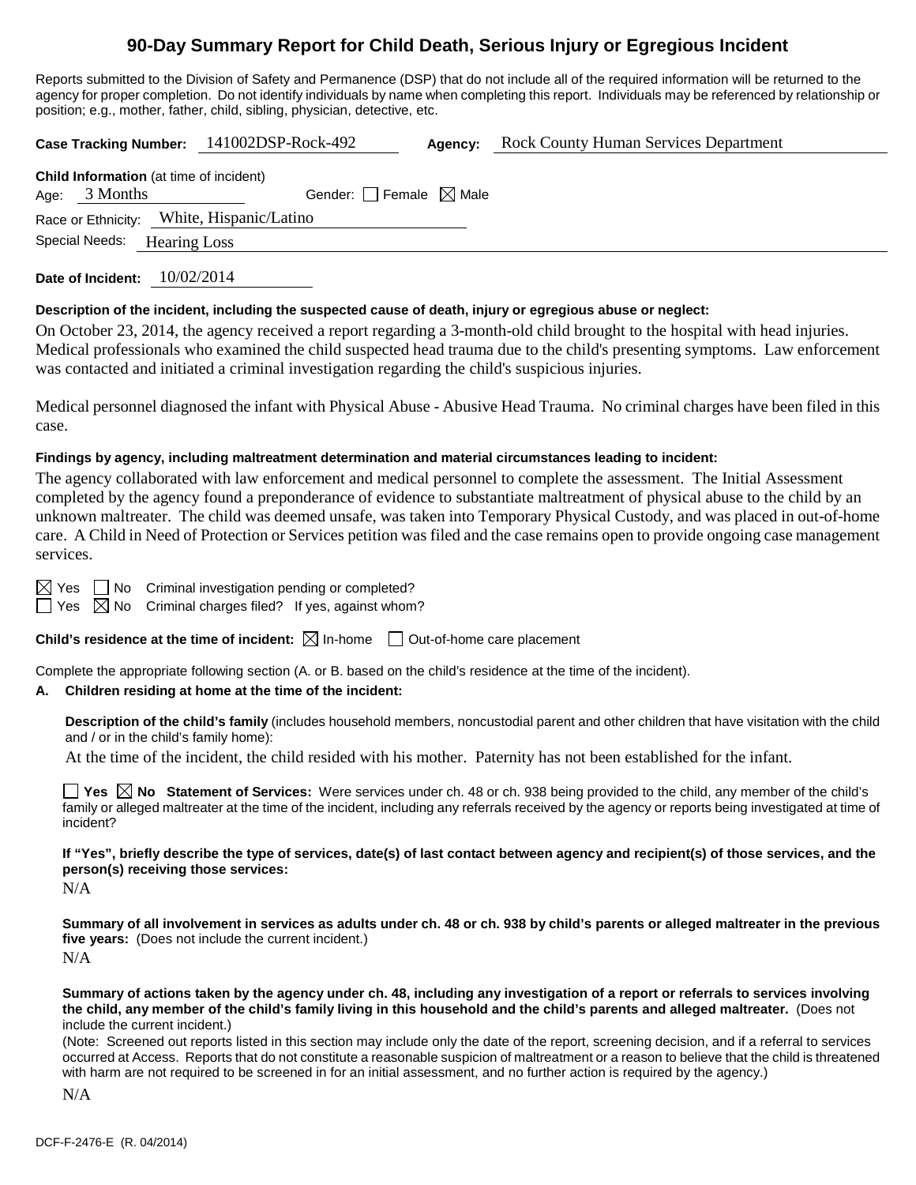# 90-Day Summary Report for Child Death, Serious Injury or Egregious Incident

Reports submitted to the Division of Safety and Permanence (DSP) that do not include all of the required information will be returned to the agency for proper completion. Do not identify individuals by name when completing this report. Individuals may be referenced by relationship or position; e.g., mother, father, child, sibling, physician, detective, etc.

**Case Tracking Number:** 141002DSP-Rock-492 **Agency:** Rock County Human Services Department

**Child Information** (at time of incident)

Age: 3 Months Gender: ☐ Female ☒ Male

Race or Ethnicity: White, Hispanic/Latino

Special Needs: Hearing Loss

**Date of Incident:** 10/02/2014

**Description of the incident, including the suspected cause of death, injury or egregious abuse or neglect:**

On October 23, 2014, the agency received a report regarding a 3-month-old child brought to the hospital with head injuries. Medical professionals who examined the child suspected head trauma due to the child's presenting symptoms. Law enforcement was contacted and initiated a criminal investigation regarding the child's suspicious injuries.

Medical personnel diagnosed the infant with Physical Abuse - Abusive Head Trauma. No criminal charges have been filed in this case.

**Findings by agency, including maltreatment determination and material circumstances leading to incident:**

The agency collaborated with law enforcement and medical personnel to complete the assessment. The Initial Assessment completed by the agency found a preponderance of evidence to substantiate maltreatment of physical abuse to the child by an unknown maltreater. The child was deemed unsafe, was taken into Temporary Physical Custody, and was placed in out-of-home care. A Child in Need of Protection or Services petition was filed and the case remains open to provide ongoing case management services.

☒ Yes ☐ No Criminal investigation pending or completed?

☐ Yes ☒ No Criminal charges filed? If yes, against whom?

**Child's residence at the time of incident:** ☒ In-home ☐ Out-of-home care placement

Complete the appropriate following section (A. or B. based on the child's residence at the time of the incident).

**A. Children residing at home at the time of the incident:**

**Description of the child's family** (includes household members, noncustodial parent and other children that have visitation with the child and / or in the child's family home):

At the time of the incident, the child resided with his mother. Paternity has not been established for the infant.

☐ **Yes** ☒ **No Statement of Services:** Were services under ch. 48 or ch. 938 being provided to the child, any member of the child's family or alleged maltreater at the time of the incident, including any referrals received by the agency or reports being investigated at time of incident?

**If "Yes", briefly describe the type of services, date(s) of last contact between agency and recipient(s) of those services, and the person(s) receiving those services:**

N/A

**Summary of all involvement in services as adults under ch. 48 or ch. 938 by child's parents or alleged maltreater in the previous five years:** (Does not include the current incident.)

N/A

**Summary of actions taken by the agency under ch. 48, including any investigation of a report or referrals to services involving the child, any member of the child's family living in this household and the child's parents and alleged maltreater.** (Does not include the current incident.)

(Note: Screened out reports listed in this section may include only the date of the report, screening decision, and if a referral to services occurred at Access. Reports that do not constitute a reasonable suspicion of maltreatment or a reason to believe that the child is threatened with harm are not required to be screened in for an initial assessment, and no further action is required by the agency.)

N/A

DCF-F-2476-E (R. 04/2014)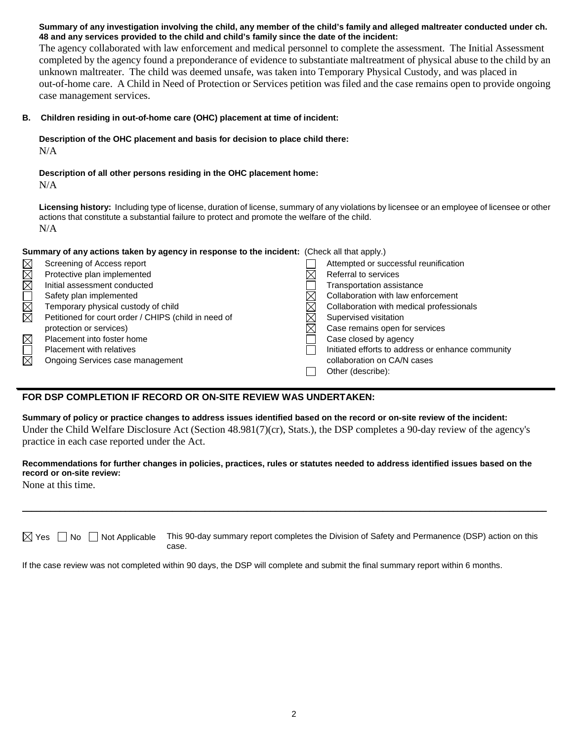**Summary of any investigation involving the child, any member of the child's family and alleged maltreater conducted under ch. 48 and any services provided to the child and child's family since the date of the incident:**

The agency collaborated with law enforcement and medical personnel to complete the assessment. The Initial Assessment completed by the agency found a preponderance of evidence to substantiate maltreatment of physical abuse to the child by an unknown maltreater. The child was deemed unsafe, was taken into Temporary Physical Custody, and was placed in out-of-home care. A Child in Need of Protection or Services petition was filed and the case remains open to provide ongoing case management services.

**B. Children residing in out-of-home care (OHC) placement at time of incident:**

**Description of the OHC placement and basis for decision to place child there:**

N/A

**Description of all other persons residing in the OHC placement home:**

N/A

**Licensing history:** Including type of license, duration of license, summary of any violations by licensee or an employee of licensee or other actions that constitute a substantial failure to protect and promote the welfare of the child.

N/A

**Summary of any actions taken by agency in response to the incident:** (Check all that apply.)

- ☒ Screening of Access report
- ☒ Protective plan implemented
- ☒ Initial assessment conducted
- ☐ Safety plan implemented
- ☒ Temporary physical custody of child
- ☒ Petitioned for court order / CHIPS (child in need of protection or services)
- ☒ Placement into foster home
- ☐ Placement with relatives
- ☒ Ongoing Services case management
- ☐ Attempted or successful reunification
- ☒ Referral to services
- ☐ Transportation assistance
- ☒ Collaboration with law enforcement
- ☒ Collaboration with medical professionals
- ☒ Supervised visitation
- ☒ Case remains open for services
- ☐ Case closed by agency
- ☐ Initiated efforts to address or enhance community collaboration on CA/N cases
- ☐ Other (describe):

## FOR DSP COMPLETION IF RECORD OR ON-SITE REVIEW WAS UNDERTAKEN:

**Summary of policy or practice changes to address issues identified based on the record or on-site review of the incident:**

Under the Child Welfare Disclosure Act (Section 48.981(7)(cr), Stats.), the DSP completes a 90-day review of the agency's practice in each case reported under the Act.

**Recommendations for further changes in policies, practices, rules or statutes needed to address identified issues based on the record or on-site review:**

None at this time.

---

☒ Yes ☐ No ☐ Not Applicable This 90-day summary report completes the Division of Safety and Permanence (DSP) action on this case.

If the case review was not completed within 90 days, the DSP will complete and submit the final summary report within 6 months.